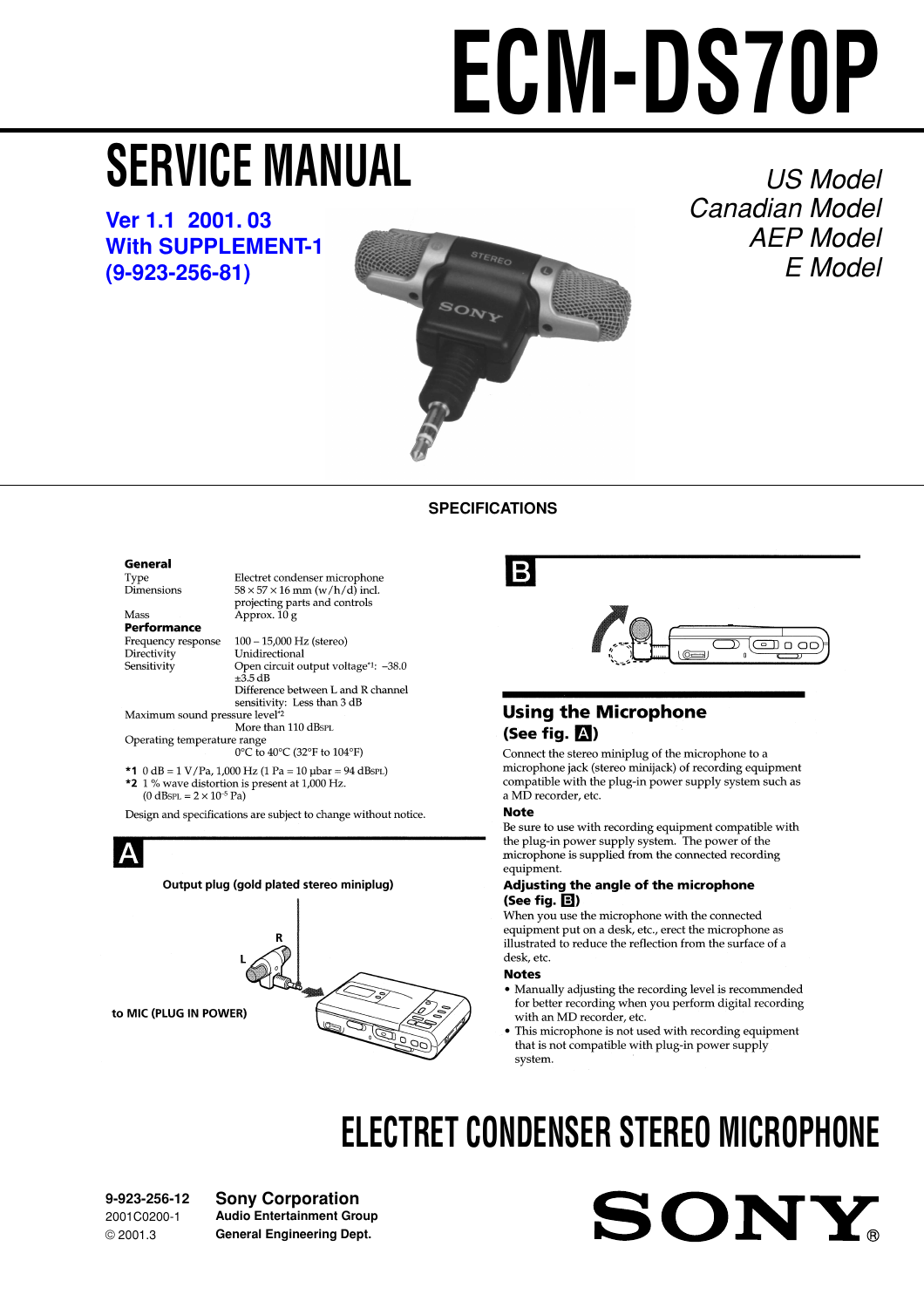# ECM-DS70P

## SERVICE MANUAL

**Ver 1.1 2001. 03**
**With SUPPLEMENT-1**
**(9-923-256-81)**

*US Model*
*Canadian Model*
*AEP Model*
*E Model*

### SPECIFICATIONS

**General**

| | |
|---|---|
| Type | Electret condenser microphone |
| Dimensions | 58 × 57 × 16 mm (w/h/d) incl. projecting parts and controls |
| Mass | Approx. 10 g |

**Performance**

| | |
|---|---|
| Frequency response | 100 – 15,000 Hz (stereo) |
| Directivity | Unidirectional |
| Sensitivity | Open circuit output voltage*1: –38.0 ±3.5 dB |
| | Difference between L and R channel sensitivity: Less than 3 dB |
| Maximum sound pressure level*2 | More than 110 dBSPL |
| Operating temperature range | 0°C to 40°C (32°F to 104°F) |

*1 0 dB = 1 V/Pa, 1,000 Hz (1 Pa = 10 µbar = 94 dBSPL)
*2 1 % wave distortion is present at 1,000 Hz.
(0 dBSPL = $2 \times 10^{-5}$ Pa)

Design and specifications are subject to change without notice.

**A**

Output plug (gold plated stereo miniplug)

R

L

to MIC (PLUG IN POWER)

**B**

### Using the Microphone
**(See fig. A)**

Connect the stereo miniplug of the microphone to a microphone jack (stereo minijack) of recording equipment compatible with the plug-in power supply system such as a MD recorder, etc.

**Note**

Be sure to use with recording equipment compatible with the plug-in power supply system. The power of the microphone is supplied from the connected recording equipment.

#### Adjusting the angle of the microphone
**(See fig. B)**

When you use the microphone with the connected equipment put on a desk, etc., erect the microphone as illustrated to reduce the reflection from the surface of a desk, etc.

**Notes**

- Manually adjusting the recording level is recommended for better recording when you perform digital recording with an MD recorder, etc.
- This microphone is not used with recording equipment that is not compatible with plug-in power supply system.

## ELECTRET CONDENSER STEREO MICROPHONE

9-923-256-12
2001C0200-1
© 2001.3

**Sony Corporation**
**Audio Entertainment Group**
**General Engineering Dept.**

SONY®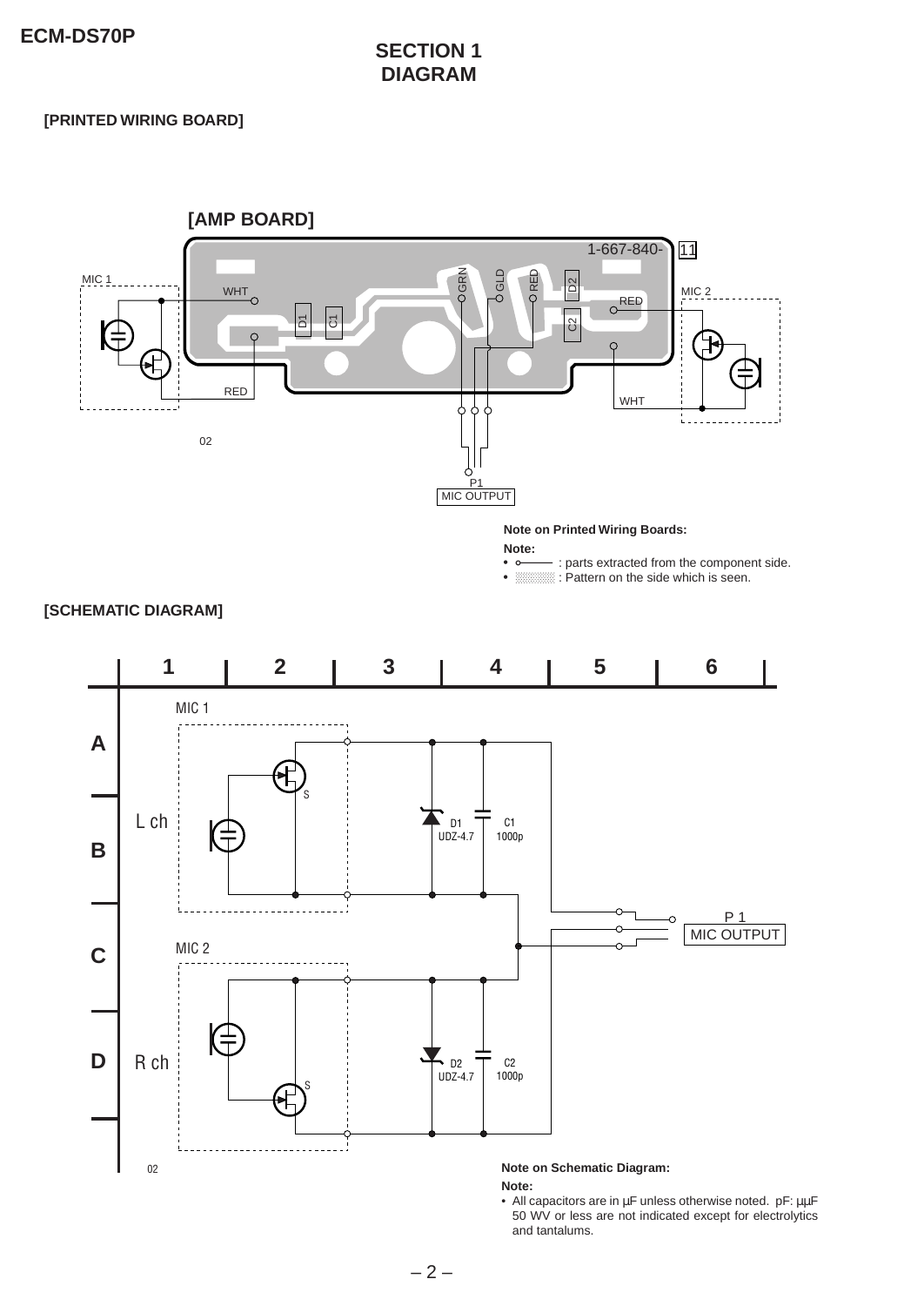# SECTION 1
# DIAGRAM

## [PRINTED WIRING BOARD]

[AMP BOARD]

1-667-840- 11

MIC 1

WHT

RED

D1 C1

GRN GLD RED

D2

C2

MIC 2

RED

WHT

02

P1
MIC OUTPUT

**Note on Printed Wiring Boards:**

**Note:**

- ○——— : parts extracted from the component side.
- ░░░ : Pattern on the side which is seen.

## [SCHEMATIC DIAGRAM]

1 2 3 4 5 6

A B C D

MIC 1

L ch

S

D1
UDZ-4.7

C1
1000p

MIC 2

R ch

S

D2
UDZ-4.7

C2
1000p

P 1
MIC OUTPUT

02

**Note on Schematic Diagram:**

**Note:**

- All capacitors are in μF unless otherwise noted. pF: μμF 50 WV or less are not indicated except for electrolytics and tantalums.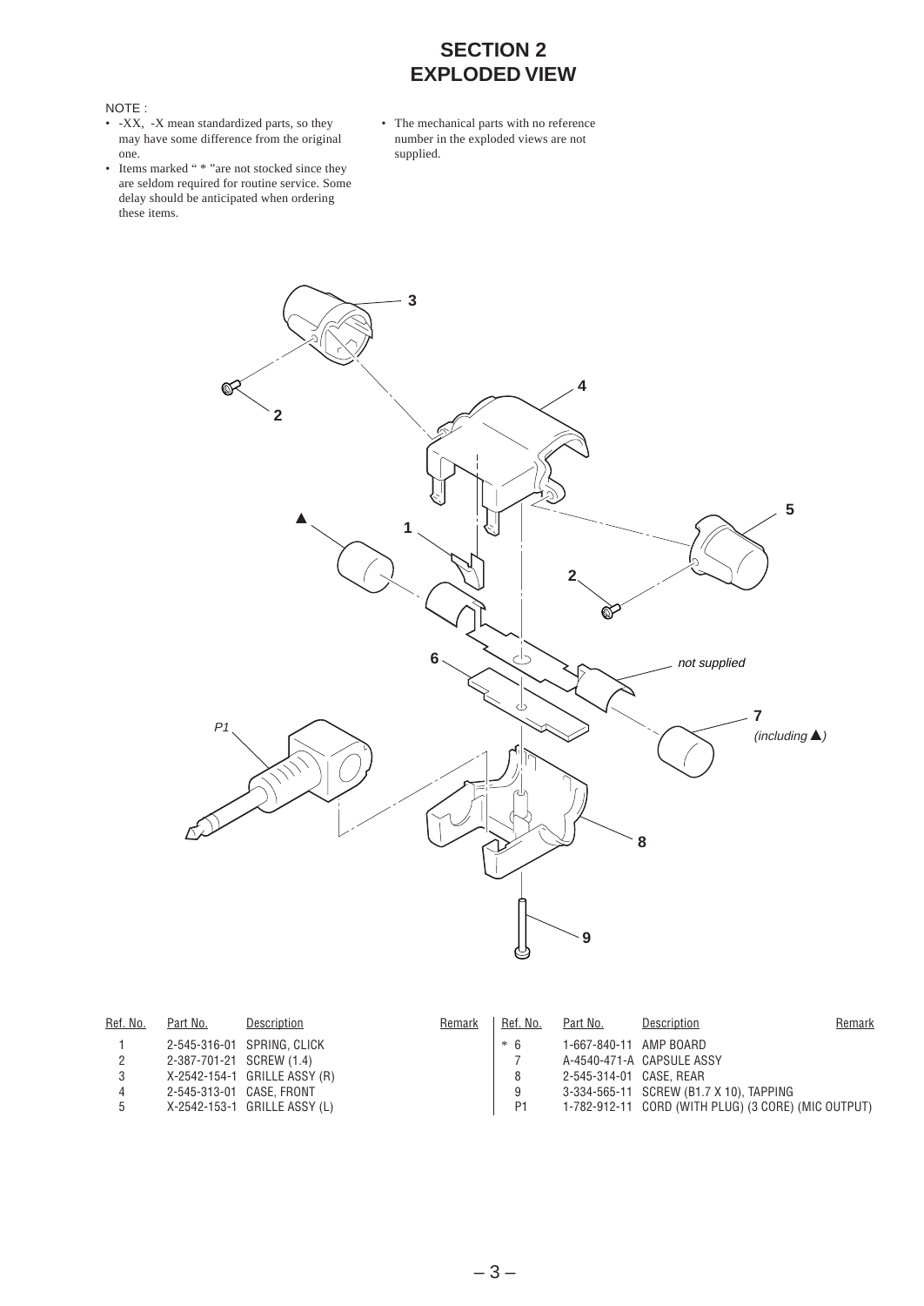# SECTION 2
# EXPLODED VIEW

NOTE :

- -XX, -X mean standardized parts, so they may have some difference from the original one.
- Items marked " * "are not stocked since they are seldom required for routine service. Some delay should be anticipated when ordering these items.
- The mechanical parts with no reference number in the exploded views are not supplied.

| Ref. No. | Part No. | Description | Remark |
|---|---|---|---|
| 1 | 2-545-316-01 | SPRING, CLICK | |
| 2 | 2-387-701-21 | SCREW (1.4) | |
| 3 | X-2542-154-1 | GRILLE ASSY (R) | |
| 4 | 2-545-313-01 | CASE, FRONT | |
| 5 | X-2542-153-1 | GRILLE ASSY (L) | |
| * 6 | 1-667-840-11 | AMP BOARD | |
| 7 | A-4540-471-A | CAPSULE ASSY | |
| 8 | 2-545-314-01 | CASE, REAR | |
| 9 | 3-334-565-11 | SCREW (B1.7 X 10), TAPPING | |
| P1 | 1-782-912-11 | CORD (WITH PLUG) (3 CORE) (MIC OUTPUT) | |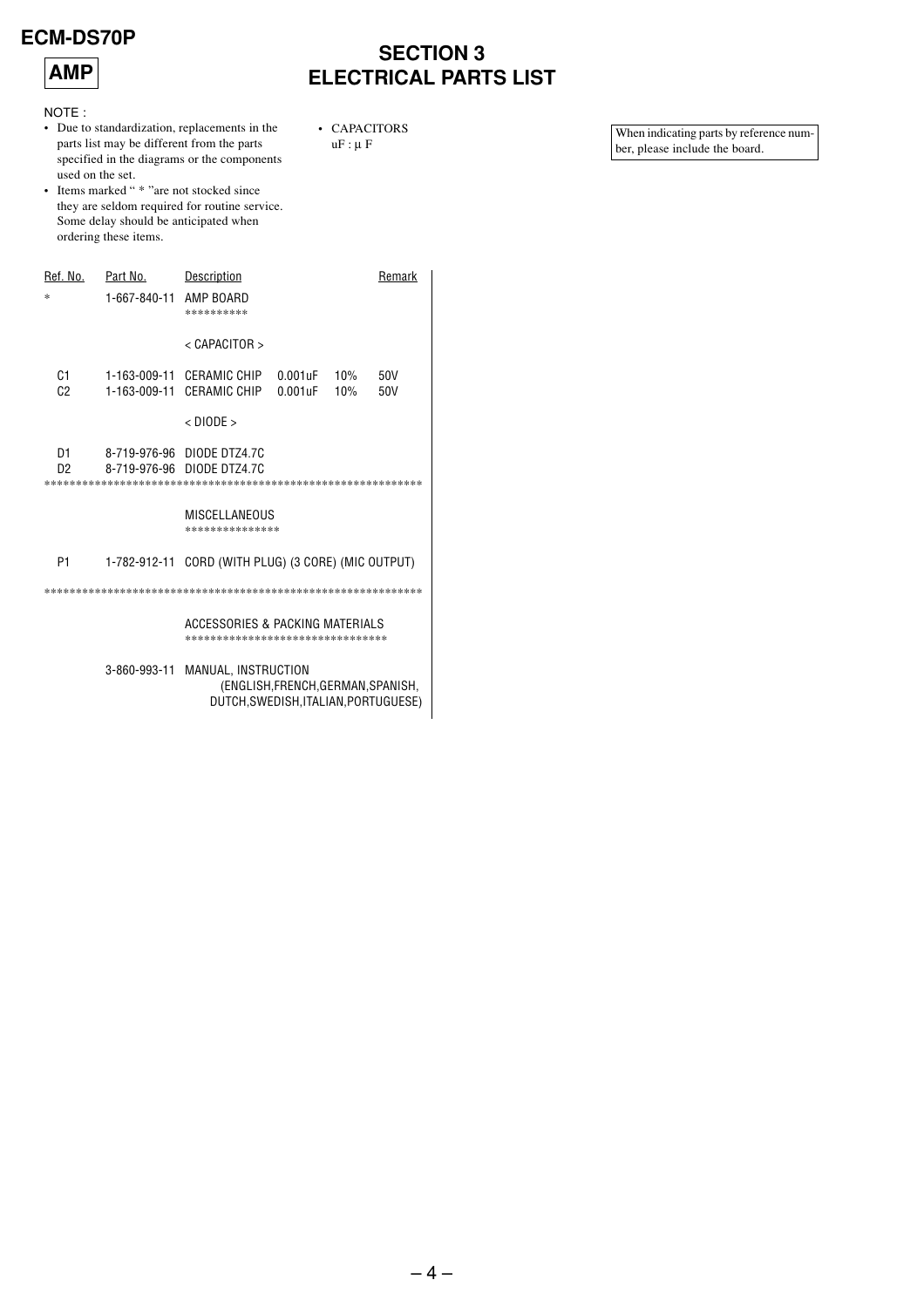ECM-DS70P

**AMP**

# SECTION 3
# ELECTRICAL PARTS LIST

NOTE :

- Due to standardization, replacements in the parts list may be different from the parts specified in the diagrams or the components used on the set.
- Items marked " * "are not stocked since they are seldom required for routine service. Some delay should be anticipated when ordering these items.

- CAPACITORS
  uF : μ F

When indicating parts by reference number, please include the board.

| Ref. No. | Part No. | Description | | | | Remark |
|---|---|---|---|---|---|---|
| * | 1-667-840-11 | AMP BOARD | | | | |
| | | ********** | | | | |
| | | < CAPACITOR > | | | | |
| C1 | 1-163-009-11 | CERAMIC CHIP | 0.001uF | 10% | 50V | |
| C2 | 1-163-009-11 | CERAMIC CHIP | 0.001uF | 10% | 50V | |
| | | < DIODE > | | | | |
| D1 | 8-719-976-96 | DIODE DTZ4.7C | | | | |
| D2 | 8-719-976-96 | DIODE DTZ4.7C | | | | |
| | | MISCELLANEOUS | | | | |
| | | *************** | | | | |
| P1 | 1-782-912-11 | CORD (WITH PLUG) (3 CORE) (MIC OUTPUT) | | | | |
| | | ACCESSORIES & PACKING MATERIALS | | | | |
| | | ******************************* | | | | |
| | 3-860-993-11 | MANUAL, INSTRUCTION (ENGLISH,FRENCH,GERMAN,SPANISH, DUTCH,SWEDISH,ITALIAN,PORTUGUESE) | | | | |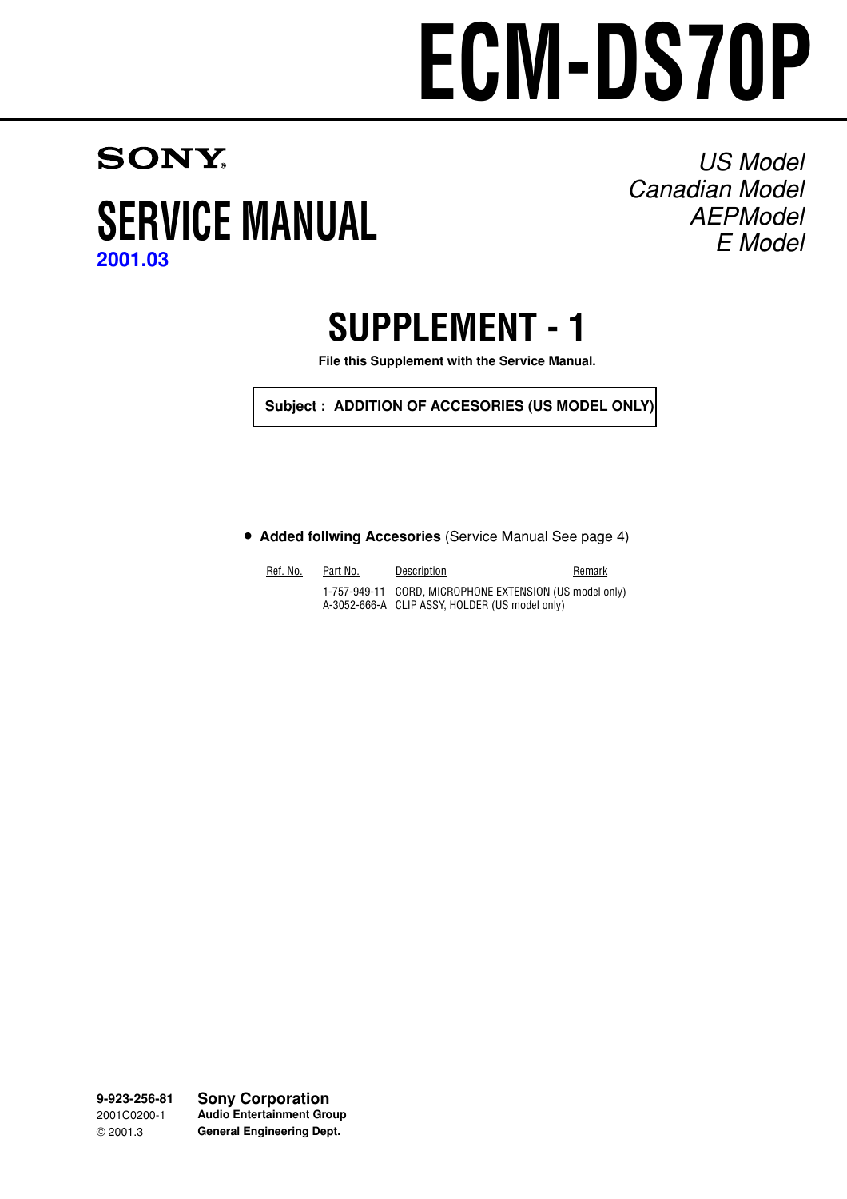# ECM-DS70P

**SONY®**

# SERVICE MANUAL

**2001.03**

*US Model*
*Canadian Model*
*AEPModel*
*E Model*

## SUPPLEMENT - 1

**File this Supplement with the Service Manual.**

**Subject : ADDITION OF ACCESORIES (US MODEL ONLY)**

- **Added follwing Accesories** (Service Manual See page 4)

| Ref. No. | Part No. | Description | Remark |
|---|---|---|---|
| | 1-757-949-11 | CORD, MICROPHONE EXTENSION (US model only) | |
| | A-3052-666-A | CLIP ASSY, HOLDER (US model only) | |

**9-923-256-81**
2001C0200-1
© 2001.3

**Sony Corporation**
**Audio Entertainment Group**
**General Engineering Dept.**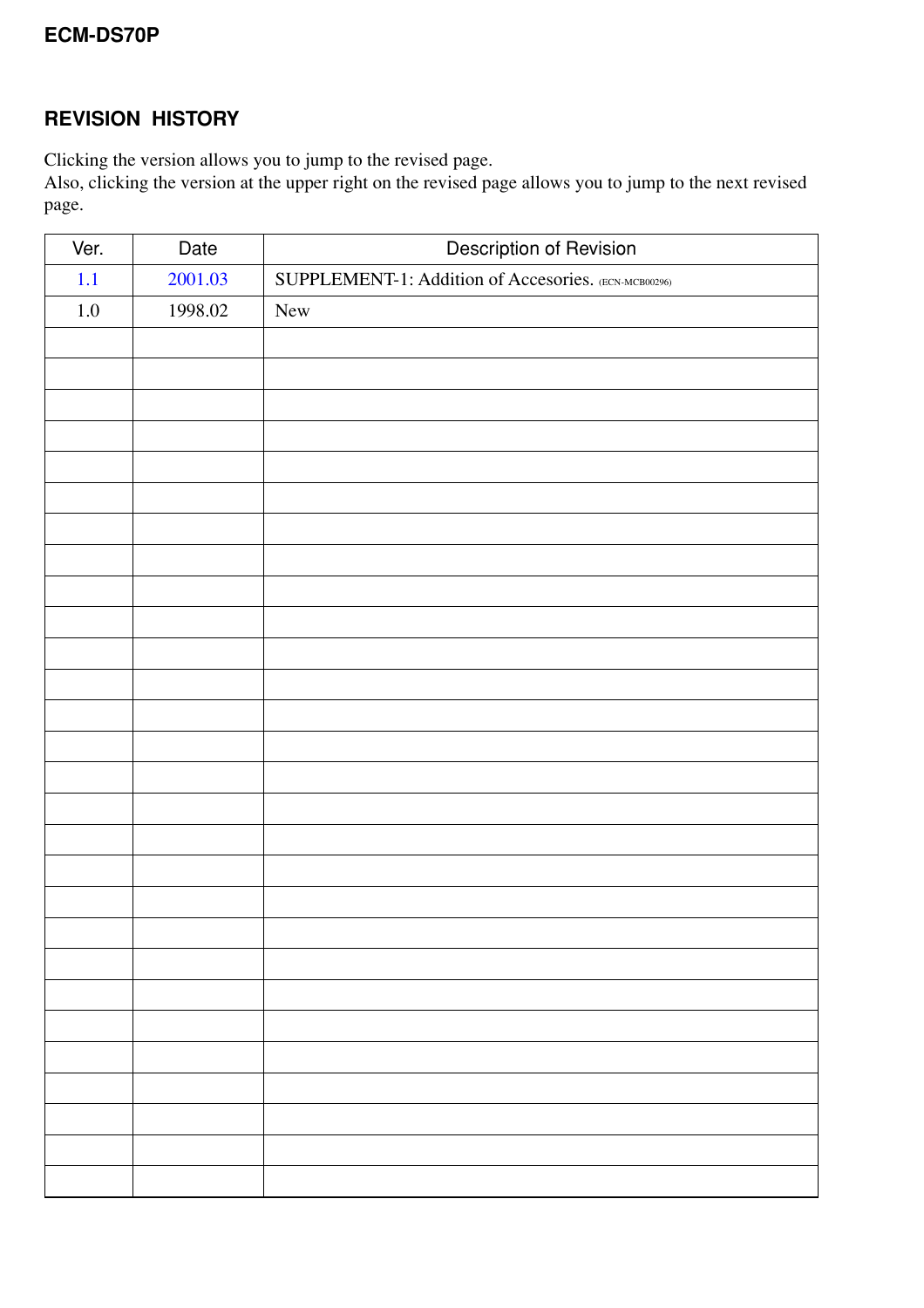ECM-DS70P

## REVISION HISTORY

Clicking the version allows you to jump to the revised page.
Also, clicking the version at the upper right on the revised page allows you to jump to the next revised page.

| Ver. | Date | Description of Revision |
|---|---|---|
| 1.1 | 2001.03 | SUPPLEMENT-1: Addition of Accesories. (ECN-MCB00296) |
| 1.0 | 1998.02 | New |
| | | |
| | | |
| | | |
| | | |
| | | |
| | | |
| | | |
| | | |
| | | |
| | | |
| | | |
| | | |
| | | |
| | | |
| | | |
| | | |
| | | |
| | | |
| | | |
| | | |
| | | |
| | | |
| | | |
| | | |
| | | |
| | | |
| | | |
| | | |